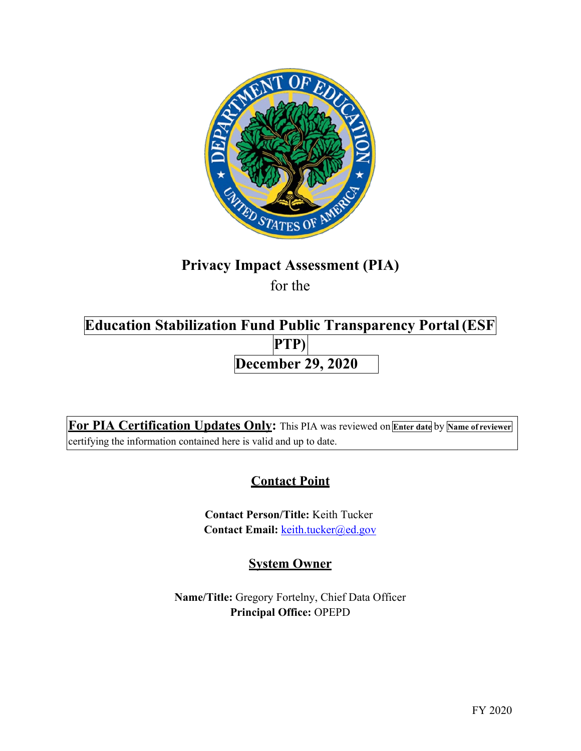# Privacy Impact Assessment (PIA)

for the

## Education Stabilization Fund Public Transparency Portal (ESF PTP)

## December 29, 2020

**For PIA Certification Updates Only:** This PIA was reviewed on **Enter date** by **Name of reviewer** certifying the information contained here is valid and up to date.

## Contact Point

**Contact Person/Title:** Keith Tucker
**Contact Email:** keith.tucker@ed.gov

## System Owner

**Name/Title:** Gregory Fortelny, Chief Data Officer
**Principal Office:** OPEPD

FY 2020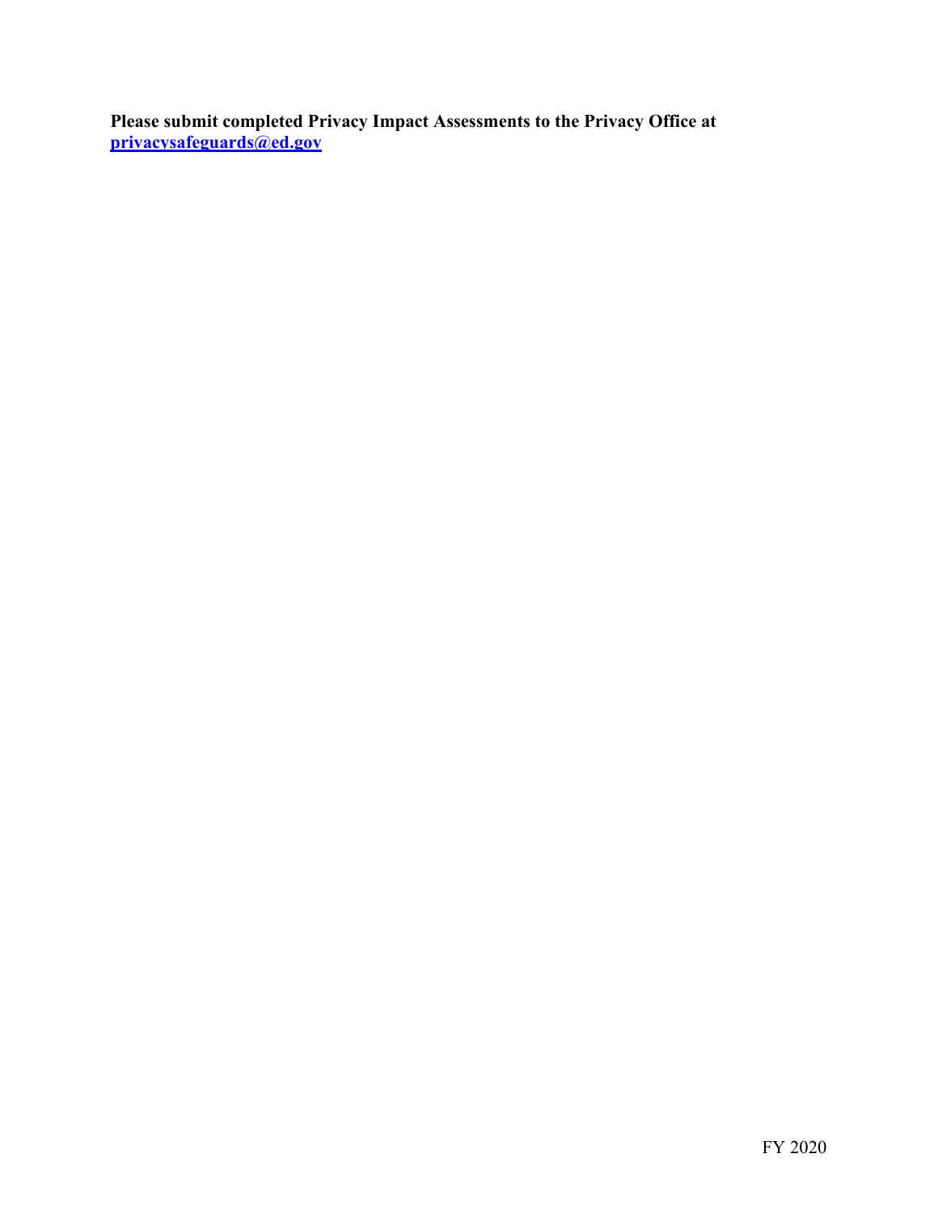**Please submit completed Privacy Impact Assessments to the Privacy Office at [privacysafeguards@ed.gov](mailto:privacysafeguards@ed.gov)**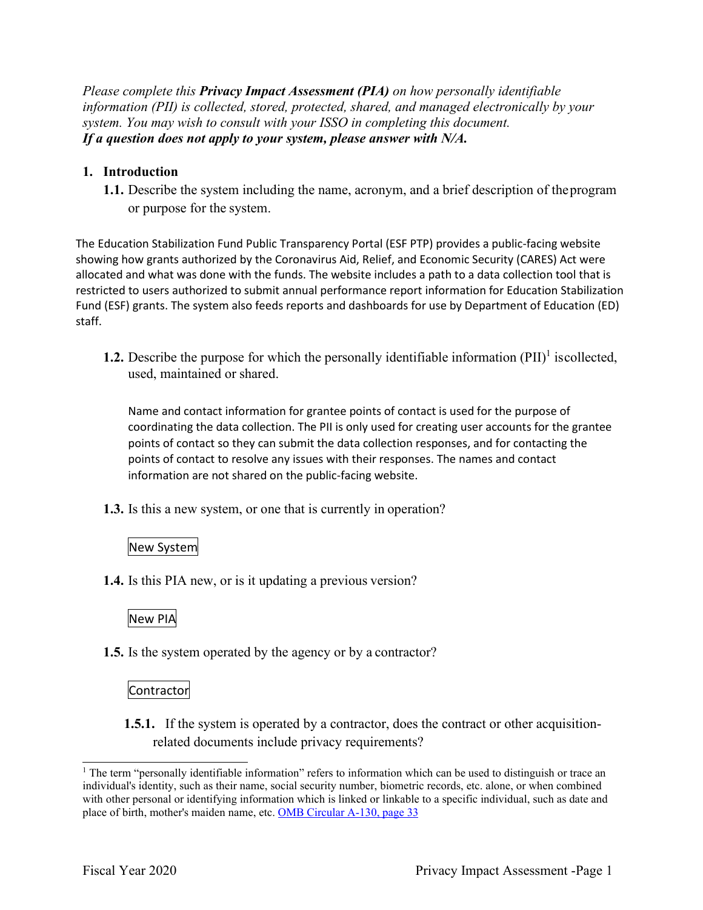*Please complete this **Privacy Impact Assessment (PIA)** on how personally identifiable information (PII) is collected, stored, protected, shared, and managed electronically by your system. You may wish to consult with your ISSO in completing this document.*
***If a question does not apply to your system, please answer with N/A.***

## 1. Introduction

**1.1.** Describe the system including the name, acronym, and a brief description of the program or purpose for the system.

The Education Stabilization Fund Public Transparency Portal (ESF PTP) provides a public-facing website showing how grants authorized by the Coronavirus Aid, Relief, and Economic Security (CARES) Act were allocated and what was done with the funds. The website includes a path to a data collection tool that is restricted to users authorized to submit annual performance report information for Education Stabilization Fund (ESF) grants. The system also feeds reports and dashboards for use by Department of Education (ED) staff.

**1.2.** Describe the purpose for which the personally identifiable information (PII)[1] is collected, used, maintained or shared.

Name and contact information for grantee points of contact is used for the purpose of coordinating the data collection. The PII is only used for creating user accounts for the grantee points of contact so they can submit the data collection responses, and for contacting the points of contact to resolve any issues with their responses. The names and contact information are not shared on the public-facing website.

**1.3.** Is this a new system, or one that is currently in operation?

New System

**1.4.** Is this PIA new, or is it updating a previous version?

New PIA

**1.5.** Is the system operated by the agency or by a contractor?

Contractor

**1.5.1.** If the system is operated by a contractor, does the contract or other acquisition-related documents include privacy requirements?

---

[1] The term "personally identifiable information" refers to information which can be used to distinguish or trace an individual's identity, such as their name, social security number, biometric records, etc. alone, or when combined with other personal or identifying information which is linked or linkable to a specific individual, such as date and place of birth, mother's maiden name, etc. [OMB Circular A-130, page 33]()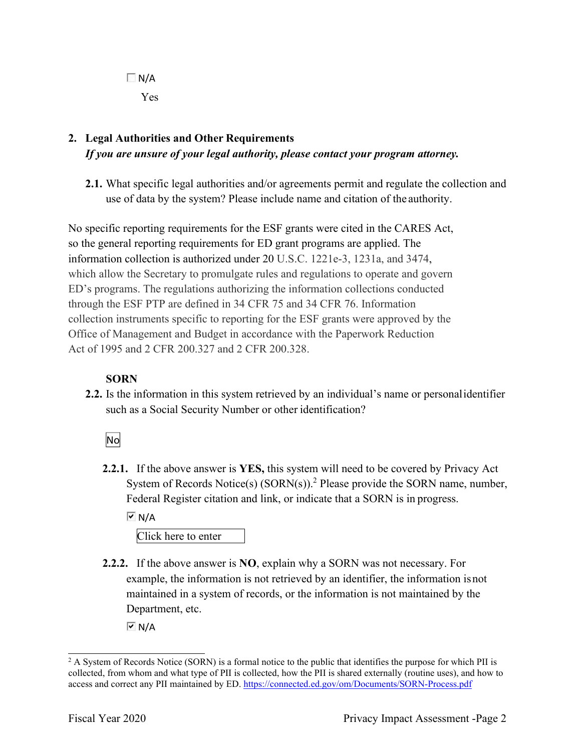☐ N/A

Yes

## 2. Legal Authorities and Other Requirements

*If you are unsure of your legal authority, please contact your program attorney.*

**2.1.** What specific legal authorities and/or agreements permit and regulate the collection and use of data by the system? Please include name and citation of the authority.

No specific reporting requirements for the ESF grants were cited in the CARES Act, so the general reporting requirements for ED grant programs are applied. The information collection is authorized under 20 U.S.C. 1221e-3, 1231a, and 3474, which allow the Secretary to promulgate rules and regulations to operate and govern ED's programs. The regulations authorizing the information collections conducted through the ESF PTP are defined in 34 CFR 75 and 34 CFR 76. Information collection instruments specific to reporting for the ESF grants were approved by the Office of Management and Budget in accordance with the Paperwork Reduction Act of 1995 and 2 CFR 200.327 and 2 CFR 200.328.

**SORN**

**2.2.** Is the information in this system retrieved by an individual's name or personal identifier such as a Social Security Number or other identification?

No

**2.2.1.** If the above answer is **YES,** this system will need to be covered by Privacy Act System of Records Notice(s) (SORN(s)).[2] Please provide the SORN name, number, Federal Register citation and link, or indicate that a SORN is in progress.

☑ N/A

Click here to enter

**2.2.2.** If the above answer is **NO**, explain why a SORN was not necessary. For example, the information is not retrieved by an identifier, the information is not maintained in a system of records, or the information is not maintained by the Department, etc.

☑ N/A

[2] A System of Records Notice (SORN) is a formal notice to the public that identifies the purpose for which PII is collected, from whom and what type of PII is collected, how the PII is shared externally (routine uses), and how to access and correct any PII maintained by ED. https://connected.ed.gov/om/Documents/SORN-Process.pdf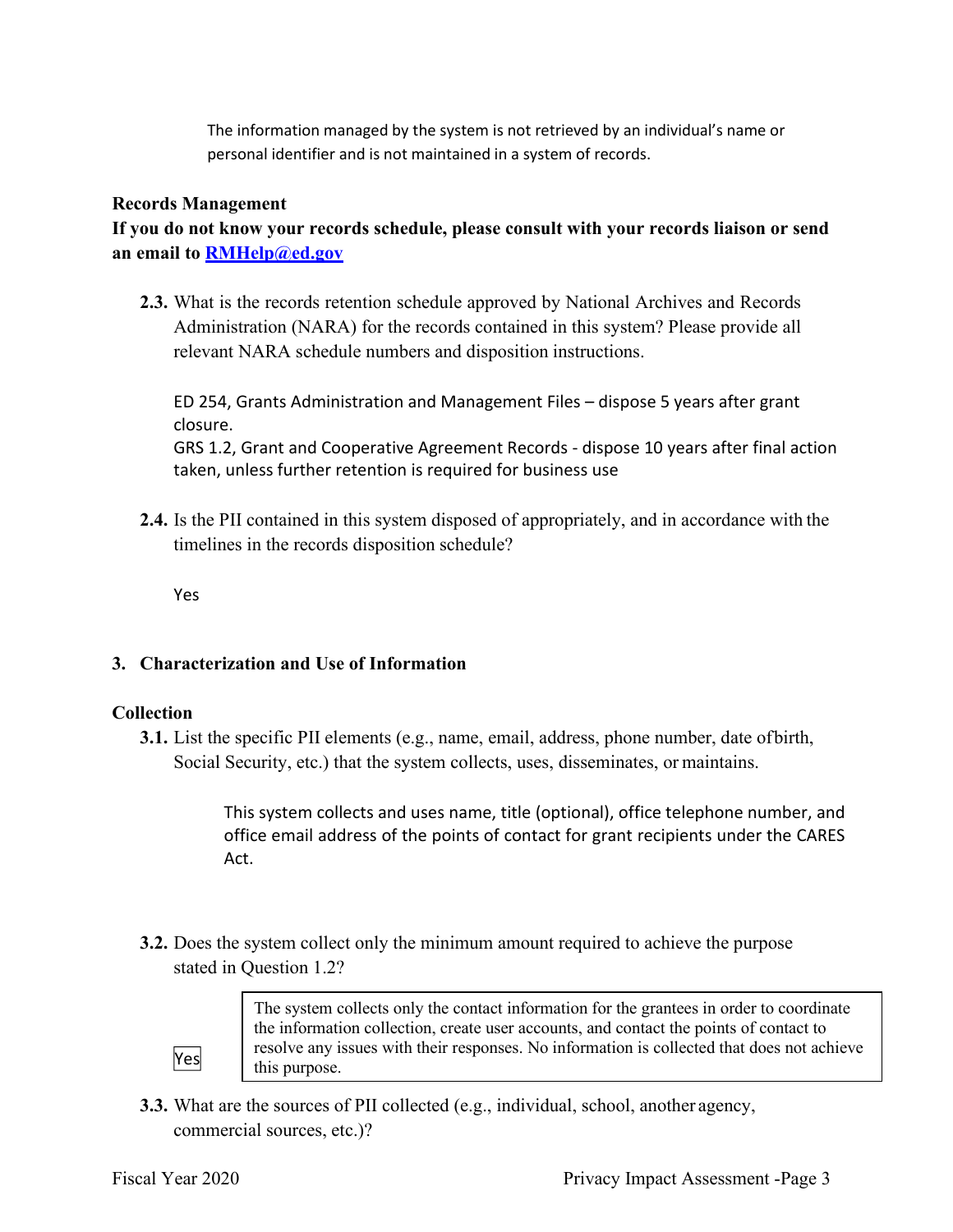The information managed by the system is not retrieved by an individual's name or personal identifier and is not maintained in a system of records.

**Records Management**

**If you do not know your records schedule, please consult with your records liaison or send an email to [RMHelp@ed.gov](mailto:RMHelp@ed.gov)**

**2.3.** What is the records retention schedule approved by National Archives and Records Administration (NARA) for the records contained in this system? Please provide all relevant NARA schedule numbers and disposition instructions.

ED 254, Grants Administration and Management Files – dispose 5 years after grant closure.
GRS 1.2, Grant and Cooperative Agreement Records - dispose 10 years after final action taken, unless further retention is required for business use

**2.4.** Is the PII contained in this system disposed of appropriately, and in accordance with the timelines in the records disposition schedule?

Yes

## 3. Characterization and Use of Information

**Collection**

**3.1.** List the specific PII elements (e.g., name, email, address, phone number, date of birth, Social Security, etc.) that the system collects, uses, disseminates, or maintains.

This system collects and uses name, title (optional), office telephone number, and office email address of the points of contact for grant recipients under the CARES Act.

**3.2.** Does the system collect only the minimum amount required to achieve the purpose stated in Question 1.2?

Yes

The system collects only the contact information for the grantees in order to coordinate the information collection, create user accounts, and contact the points of contact to resolve any issues with their responses. No information is collected that does not achieve this purpose.

**3.3.** What are the sources of PII collected (e.g., individual, school, another agency, commercial sources, etc.)?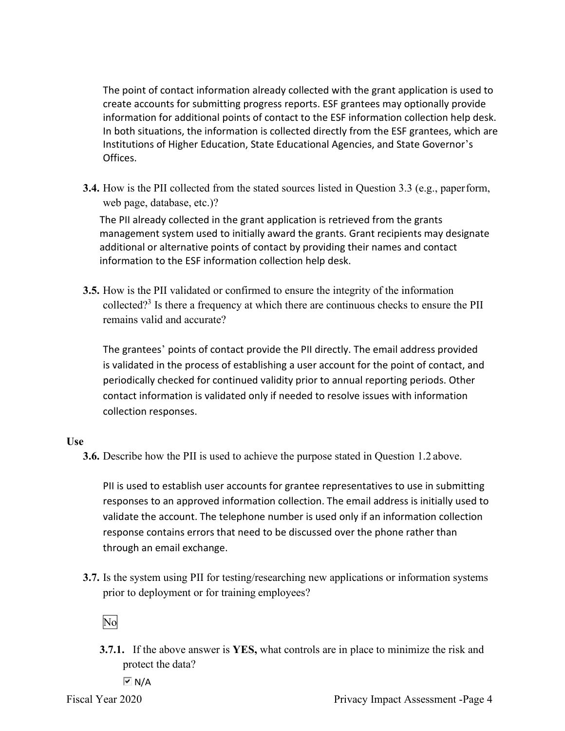The point of contact information already collected with the grant application is used to create accounts for submitting progress reports. ESF grantees may optionally provide information for additional points of contact to the ESF information collection help desk. In both situations, the information is collected directly from the ESF grantees, which are Institutions of Higher Education, State Educational Agencies, and State Governor's Offices.

**3.4.** How is the PII collected from the stated sources listed in Question 3.3 (e.g., paper form, web page, database, etc.)?

The PII already collected in the grant application is retrieved from the grants management system used to initially award the grants. Grant recipients may designate additional or alternative points of contact by providing their names and contact information to the ESF information collection help desk.

**3.5.** How is the PII validated or confirmed to ensure the integrity of the information collected?[3] Is there a frequency at which there are continuous checks to ensure the PII remains valid and accurate?

The grantees' points of contact provide the PII directly. The email address provided is validated in the process of establishing a user account for the point of contact, and periodically checked for continued validity prior to annual reporting periods. Other contact information is validated only if needed to resolve issues with information collection responses.

**Use**

**3.6.** Describe how the PII is used to achieve the purpose stated in Question 1.2 above.

PII is used to establish user accounts for grantee representatives to use in submitting responses to an approved information collection. The email address is initially used to validate the account. The telephone number is used only if an information collection response contains errors that need to be discussed over the phone rather than through an email exchange.

**3.7.** Is the system using PII for testing/researching new applications or information systems prior to deployment or for training employees?

No

**3.7.1.** If the above answer is **YES,** what controls are in place to minimize the risk and protect the data?

☑ N/A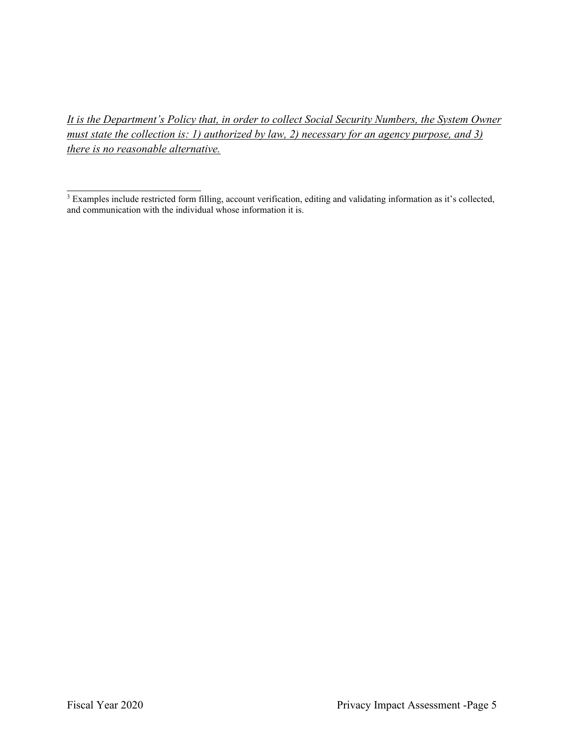*<u>It is the Department's Policy that, in order to collect Social Security Numbers, the System Owner must state the collection is: 1) authorized by law, 2) necessary for an agency purpose, and 3) there is no reasonable alternative.</u>*

---

[3] Examples include restricted form filling, account verification, editing and validating information as it's collected, and communication with the individual whose information it is.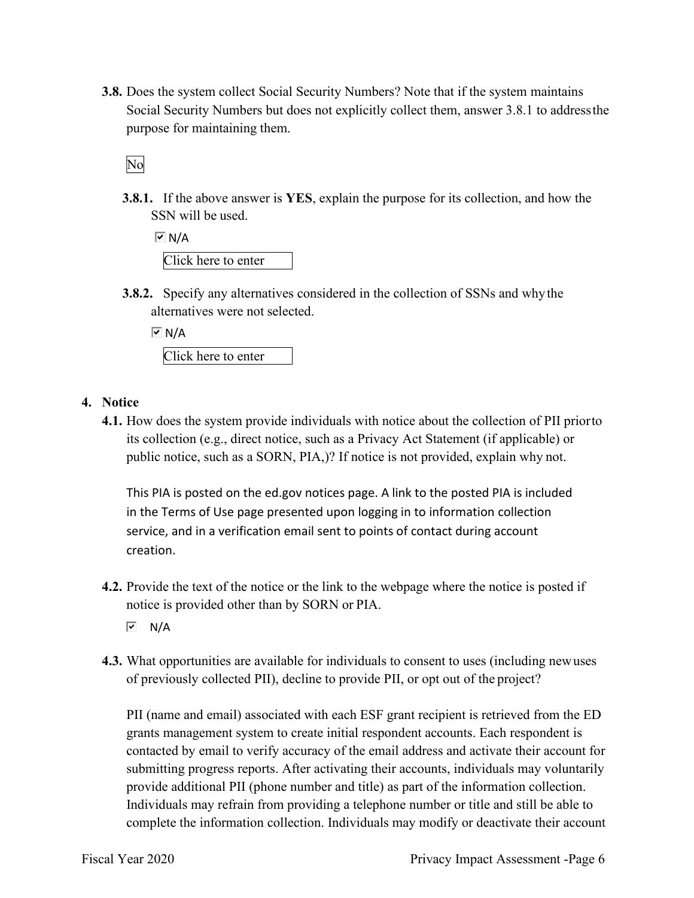**3.8.** Does the system collect Social Security Numbers? Note that if the system maintains Social Security Numbers but does not explicitly collect them, answer 3.8.1 to address the purpose for maintaining them.

No

**3.8.1.** If the above answer is **YES**, explain the purpose for its collection, and how the SSN will be used.

☑ N/A

Click here to enter

**3.8.2.** Specify any alternatives considered in the collection of SSNs and why the alternatives were not selected.

☑ N/A

Click here to enter

## 4. Notice

**4.1.** How does the system provide individuals with notice about the collection of PII prior to its collection (e.g., direct notice, such as a Privacy Act Statement (if applicable) or public notice, such as a SORN, PIA,)? If notice is not provided, explain why not.

This PIA is posted on the ed.gov notices page. A link to the posted PIA is included in the Terms of Use page presented upon logging in to information collection service, and in a verification email sent to points of contact during account creation.

**4.2.** Provide the text of the notice or the link to the webpage where the notice is posted if notice is provided other than by SORN or PIA.

☑ N/A

**4.3.** What opportunities are available for individuals to consent to uses (including new uses of previously collected PII), decline to provide PII, or opt out of the project?

PII (name and email) associated with each ESF grant recipient is retrieved from the ED grants management system to create initial respondent accounts. Each respondent is contacted by email to verify accuracy of the email address and activate their account for submitting progress reports. After activating their accounts, individuals may voluntarily provide additional PII (phone number and title) as part of the information collection. Individuals may refrain from providing a telephone number or title and still be able to complete the information collection. Individuals may modify or deactivate their account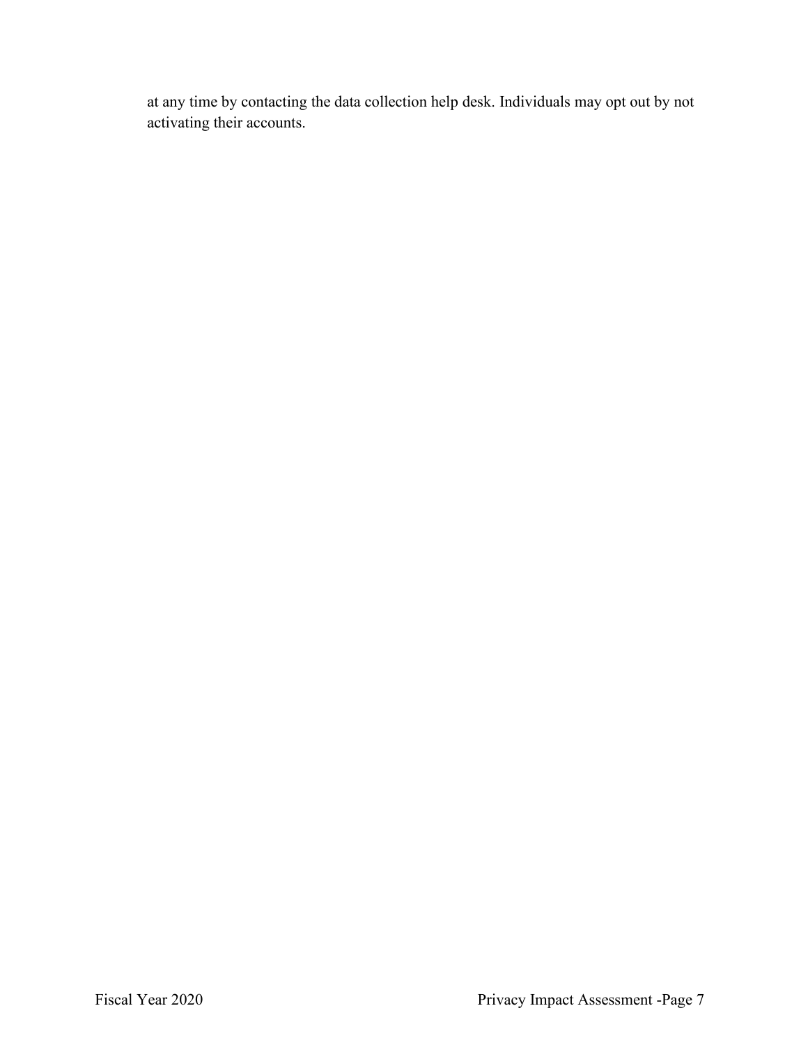at any time by contacting the data collection help desk. Individuals may opt out by not activating their accounts.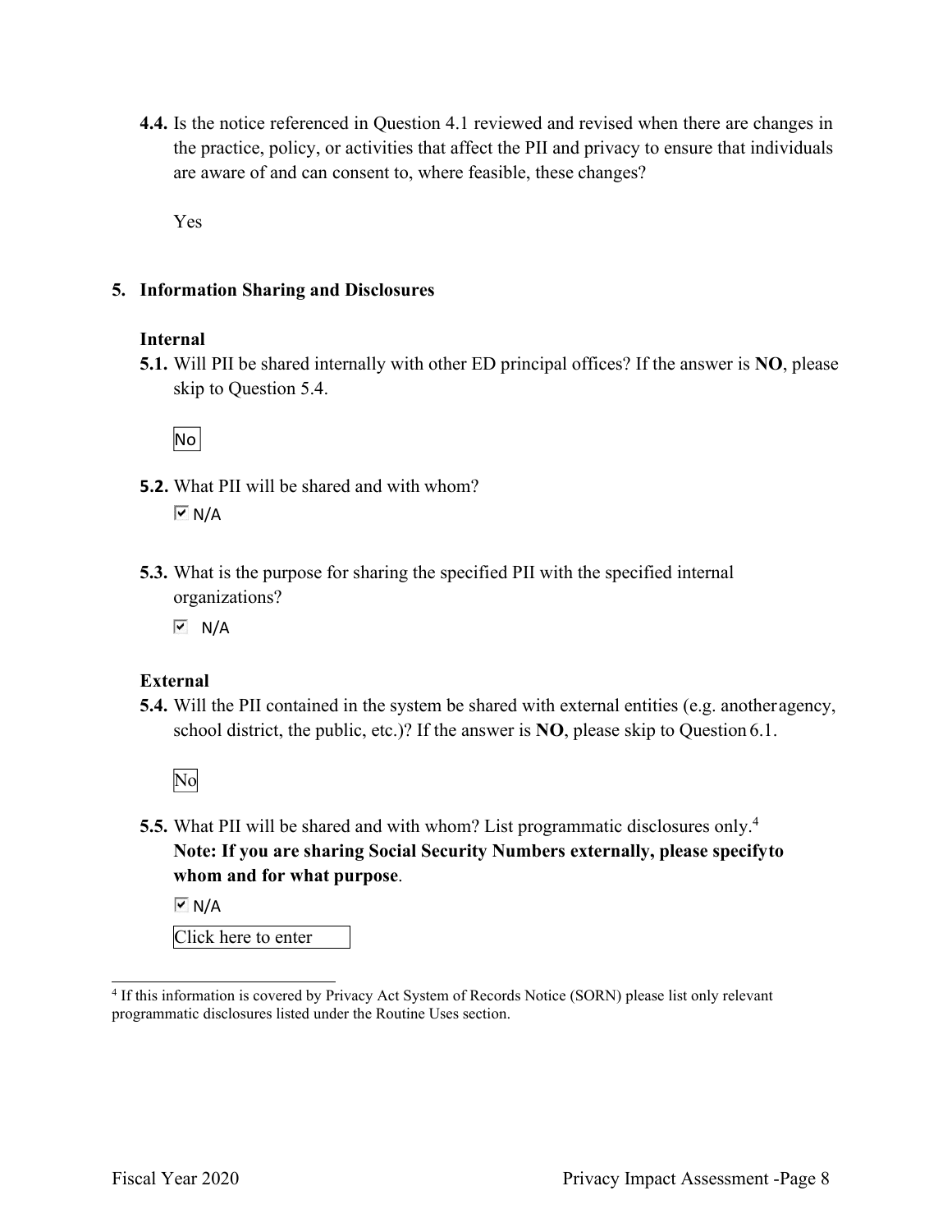**4.4.** Is the notice referenced in Question 4.1 reviewed and revised when there are changes in the practice, policy, or activities that affect the PII and privacy to ensure that individuals are aware of and can consent to, where feasible, these changes?

Yes

## 5. Information Sharing and Disclosures

### Internal

**5.1.** Will PII be shared internally with other ED principal offices? If the answer is **NO**, please skip to Question 5.4.

No

**5.2.** What PII will be shared and with whom?

☑ N/A

**5.3.** What is the purpose for sharing the specified PII with the specified internal organizations?

☑ N/A

### External

**5.4.** Will the PII contained in the system be shared with external entities (e.g. another agency, school district, the public, etc.)? If the answer is **NO**, please skip to Question 6.1.

No

**5.5.** What PII will be shared and with whom? List programmatic disclosures only.[4] **Note: If you are sharing Social Security Numbers externally, please specify to whom and for what purpose**.

☑ N/A

Click here to enter

[4] If this information is covered by Privacy Act System of Records Notice (SORN) please list only relevant programmatic disclosures listed under the Routine Uses section.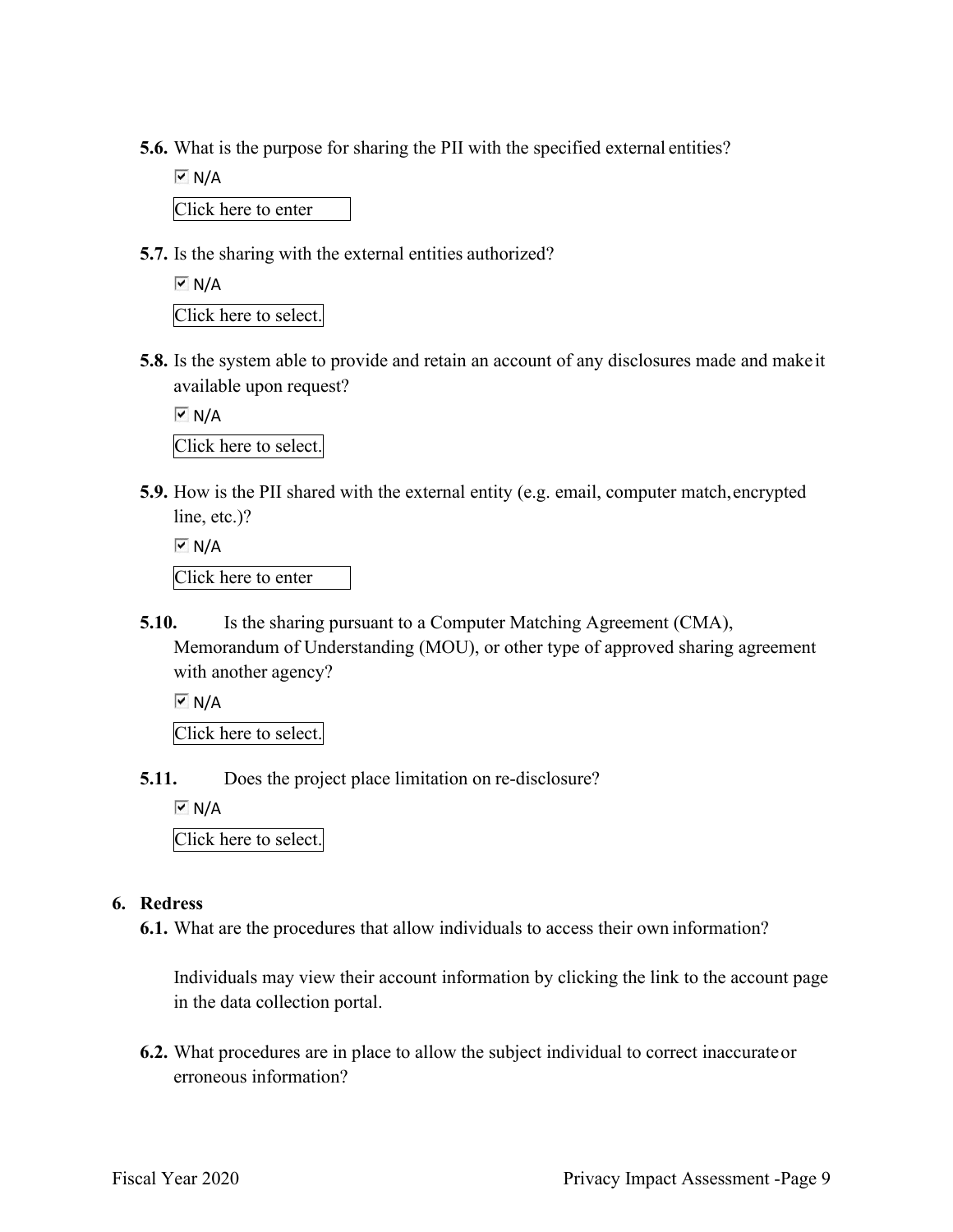**5.6.** What is the purpose for sharing the PII with the specified external entities?

☑ N/A

Click here to enter

**5.7.** Is the sharing with the external entities authorized?

☑ N/A

Click here to select.

**5.8.** Is the system able to provide and retain an account of any disclosures made and make it available upon request?

☑ N/A

Click here to select.

**5.9.** How is the PII shared with the external entity (e.g. email, computer match, encrypted line, etc.)?

☑ N/A

Click here to enter

**5.10.** Is the sharing pursuant to a Computer Matching Agreement (CMA), Memorandum of Understanding (MOU), or other type of approved sharing agreement with another agency?

☑ N/A

Click here to select.

**5.11.** Does the project place limitation on re-disclosure?

☑ N/A

Click here to select.

## 6. Redress

**6.1.** What are the procedures that allow individuals to access their own information?

Individuals may view their account information by clicking the link to the account page in the data collection portal.

**6.2.** What procedures are in place to allow the subject individual to correct inaccurate or erroneous information?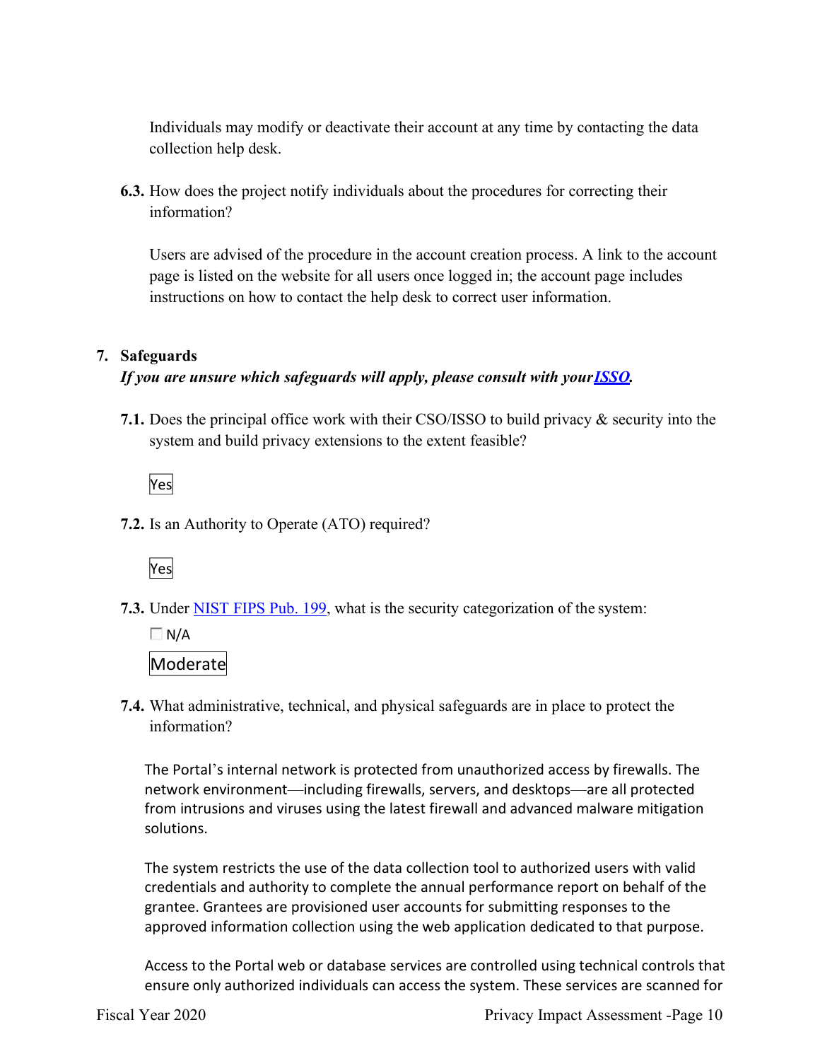Individuals may modify or deactivate their account at any time by contacting the data collection help desk.

**6.3.** How does the project notify individuals about the procedures for correcting their information?

Users are advised of the procedure in the account creation process. A link to the account page is listed on the website for all users once logged in; the account page includes instructions on how to contact the help desk to correct user information.

## 7. Safeguards

***If you are unsure which safeguards will apply, please consult with your ISSO.***

**7.1.** Does the principal office work with their CSO/ISSO to build privacy & security into the system and build privacy extensions to the extent feasible?

Yes

**7.2.** Is an Authority to Operate (ATO) required?

Yes

**7.3.** Under NIST FIPS Pub. 199, what is the security categorization of the system:

☐ N/A

Moderate

**7.4.** What administrative, technical, and physical safeguards are in place to protect the information?

The Portal's internal network is protected from unauthorized access by firewalls. The network environment—including firewalls, servers, and desktops—are all protected from intrusions and viruses using the latest firewall and advanced malware mitigation solutions.

The system restricts the use of the data collection tool to authorized users with valid credentials and authority to complete the annual performance report on behalf of the grantee. Grantees are provisioned user accounts for submitting responses to the approved information collection using the web application dedicated to that purpose.

Access to the Portal web or database services are controlled using technical controls that ensure only authorized individuals can access the system. These services are scanned for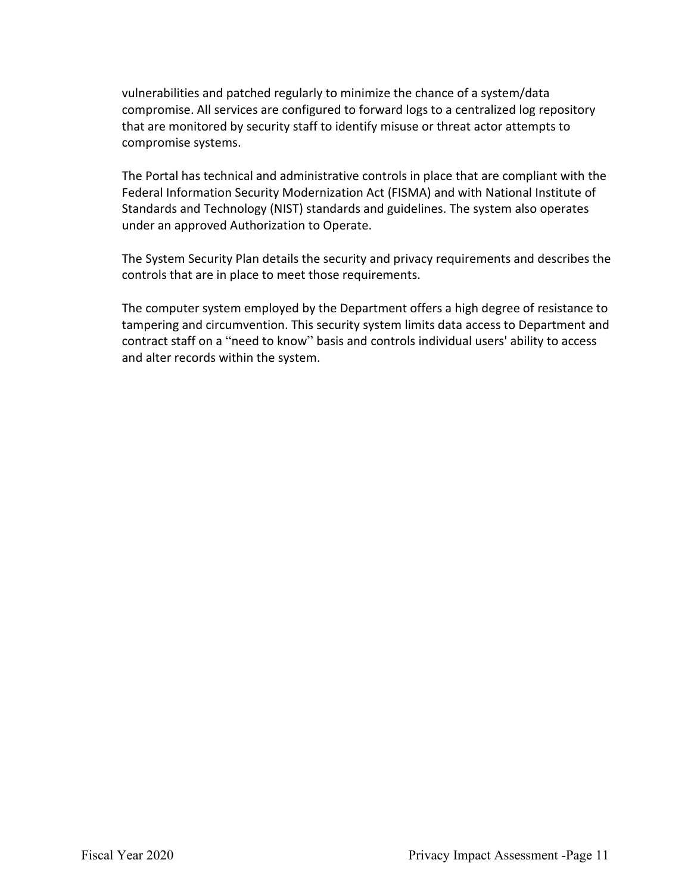vulnerabilities and patched regularly to minimize the chance of a system/data compromise. All services are configured to forward logs to a centralized log repository that are monitored by security staff to identify misuse or threat actor attempts to compromise systems.

The Portal has technical and administrative controls in place that are compliant with the Federal Information Security Modernization Act (FISMA) and with National Institute of Standards and Technology (NIST) standards and guidelines. The system also operates under an approved Authorization to Operate.

The System Security Plan details the security and privacy requirements and describes the controls that are in place to meet those requirements.

The computer system employed by the Department offers a high degree of resistance to tampering and circumvention. This security system limits data access to Department and contract staff on a "need to know" basis and controls individual users' ability to access and alter records within the system.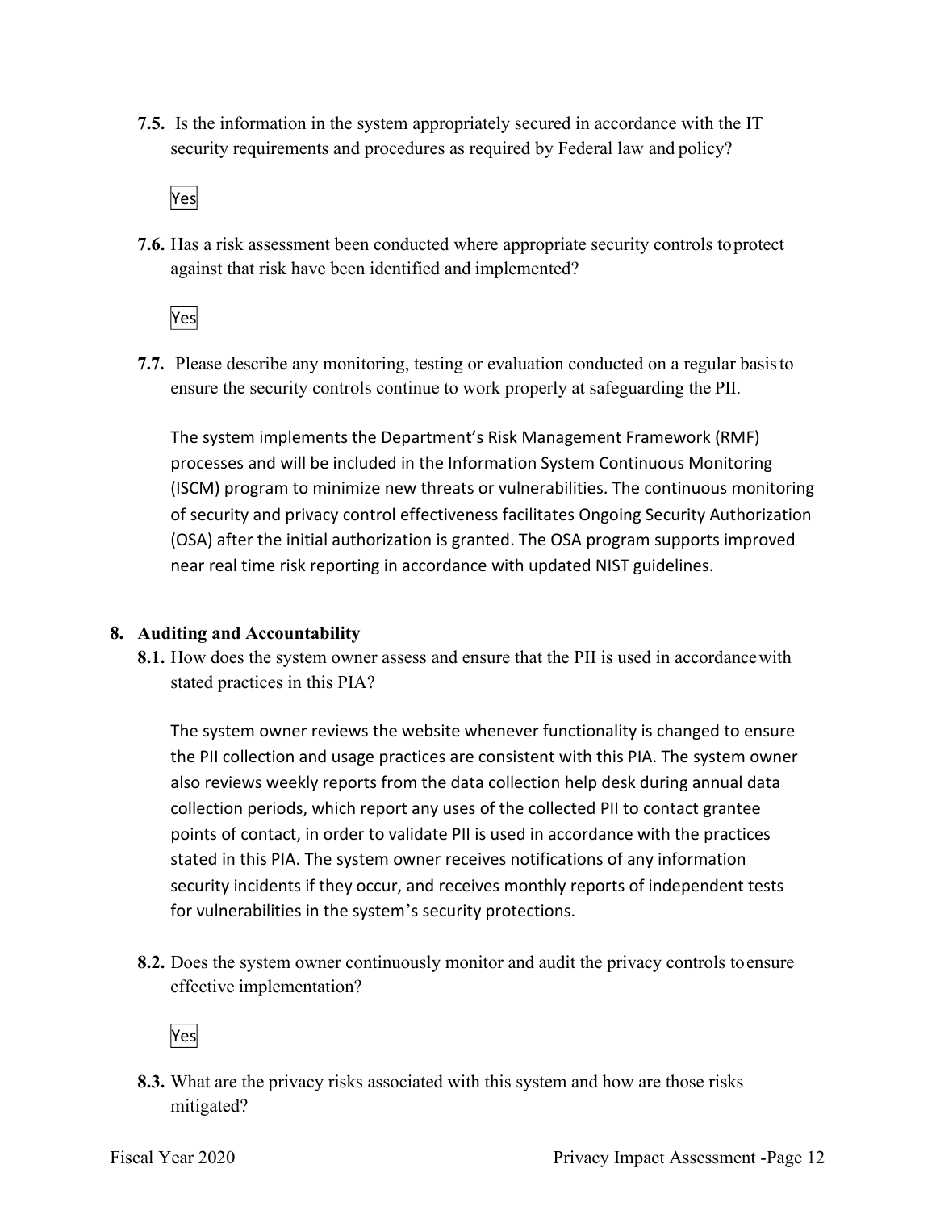**7.5.** Is the information in the system appropriately secured in accordance with the IT security requirements and procedures as required by Federal law and policy?

Yes

**7.6.** Has a risk assessment been conducted where appropriate security controls to protect against that risk have been identified and implemented?

Yes

**7.7.** Please describe any monitoring, testing or evaluation conducted on a regular basis to ensure the security controls continue to work properly at safeguarding the PII.

The system implements the Department's Risk Management Framework (RMF) processes and will be included in the Information System Continuous Monitoring (ISCM) program to minimize new threats or vulnerabilities. The continuous monitoring of security and privacy control effectiveness facilitates Ongoing Security Authorization (OSA) after the initial authorization is granted. The OSA program supports improved near real time risk reporting in accordance with updated NIST guidelines.

## 8. Auditing and Accountability

**8.1.** How does the system owner assess and ensure that the PII is used in accordance with stated practices in this PIA?

The system owner reviews the website whenever functionality is changed to ensure the PII collection and usage practices are consistent with this PIA. The system owner also reviews weekly reports from the data collection help desk during annual data collection periods, which report any uses of the collected PII to contact grantee points of contact, in order to validate PII is used in accordance with the practices stated in this PIA. The system owner receives notifications of any information security incidents if they occur, and receives monthly reports of independent tests for vulnerabilities in the system's security protections.

**8.2.** Does the system owner continuously monitor and audit the privacy controls to ensure effective implementation?

Yes

**8.3.** What are the privacy risks associated with this system and how are those risks mitigated?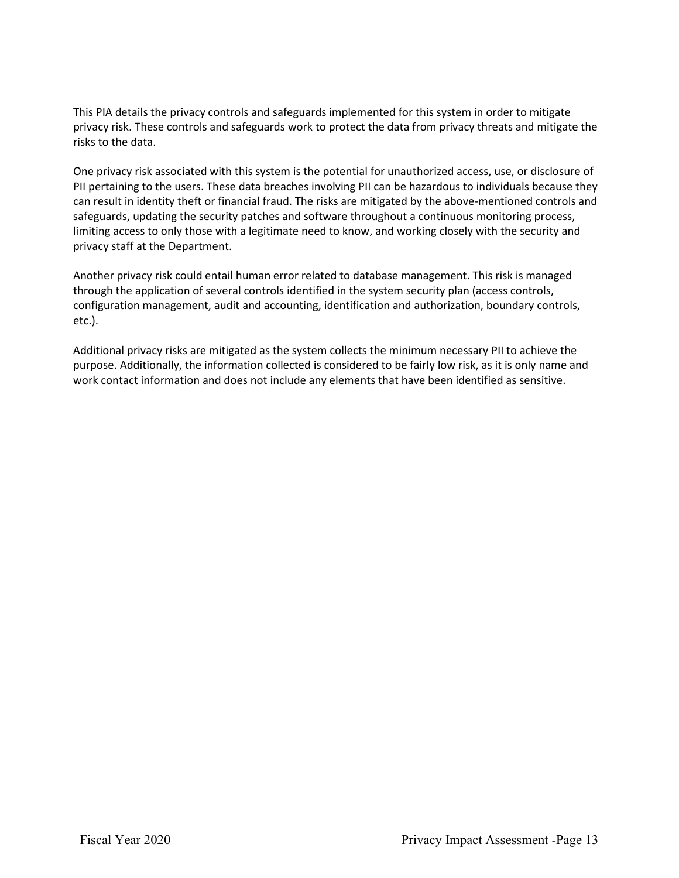This PIA details the privacy controls and safeguards implemented for this system in order to mitigate privacy risk. These controls and safeguards work to protect the data from privacy threats and mitigate the risks to the data.

One privacy risk associated with this system is the potential for unauthorized access, use, or disclosure of PII pertaining to the users. These data breaches involving PII can be hazardous to individuals because they can result in identity theft or financial fraud. The risks are mitigated by the above-mentioned controls and safeguards, updating the security patches and software throughout a continuous monitoring process, limiting access to only those with a legitimate need to know, and working closely with the security and privacy staff at the Department.

Another privacy risk could entail human error related to database management. This risk is managed through the application of several controls identified in the system security plan (access controls, configuration management, audit and accounting, identification and authorization, boundary controls, etc.).

Additional privacy risks are mitigated as the system collects the minimum necessary PII to achieve the purpose. Additionally, the information collected is considered to be fairly low risk, as it is only name and work contact information and does not include any elements that have been identified as sensitive.